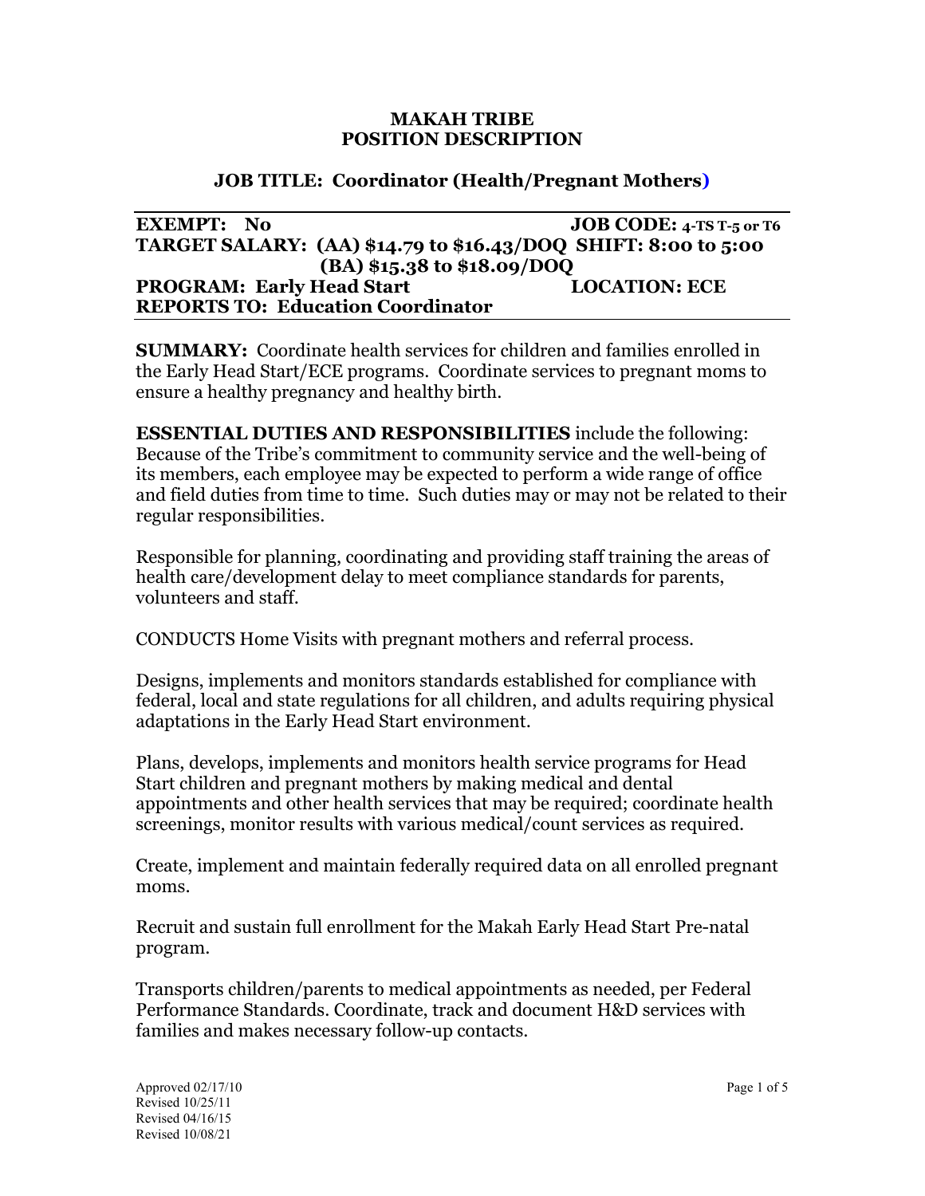**MAKAH TRIBE**
**POSITION DESCRIPTION**

**JOB TITLE: Coordinator (Health/Pregnant Mothers)**

**EXEMPT:** No **JOB CODE:** 4-TS T-5 or T6
**TARGET SALARY:** (AA) $14.79 to $16.43/DOQ **SHIFT:** 8:00 to 5:00
(BA) $15.38 to $18.09/DOQ
**PROGRAM:** Early Head Start **LOCATION:** ECE
**REPORTS TO:** Education Coordinator

**SUMMARY:** Coordinate health services for children and families enrolled in the Early Head Start/ECE programs. Coordinate services to pregnant moms to ensure a healthy pregnancy and healthy birth.

**ESSENTIAL DUTIES AND RESPONSIBILITIES** include the following: Because of the Tribe's commitment to community service and the well-being of its members, each employee may be expected to perform a wide range of office and field duties from time to time. Such duties may or may not be related to their regular responsibilities.

Responsible for planning, coordinating and providing staff training the areas of health care/development delay to meet compliance standards for parents, volunteers and staff.

CONDUCTS Home Visits with pregnant mothers and referral process.

Designs, implements and monitors standards established for compliance with federal, local and state regulations for all children, and adults requiring physical adaptations in the Early Head Start environment.

Plans, develops, implements and monitors health service programs for Head Start children and pregnant mothers by making medical and dental appointments and other health services that may be required; coordinate health screenings, monitor results with various medical/count services as required.

Create, implement and maintain federally required data on all enrolled pregnant moms.

Recruit and sustain full enrollment for the Makah Early Head Start Pre-natal program.

Transports children/parents to medical appointments as needed, per Federal Performance Standards. Coordinate, track and document H&D services with families and makes necessary follow-up contacts.

Approved 02/17/10
Revised 10/25/11
Revised 04/16/15
Revised 10/08/21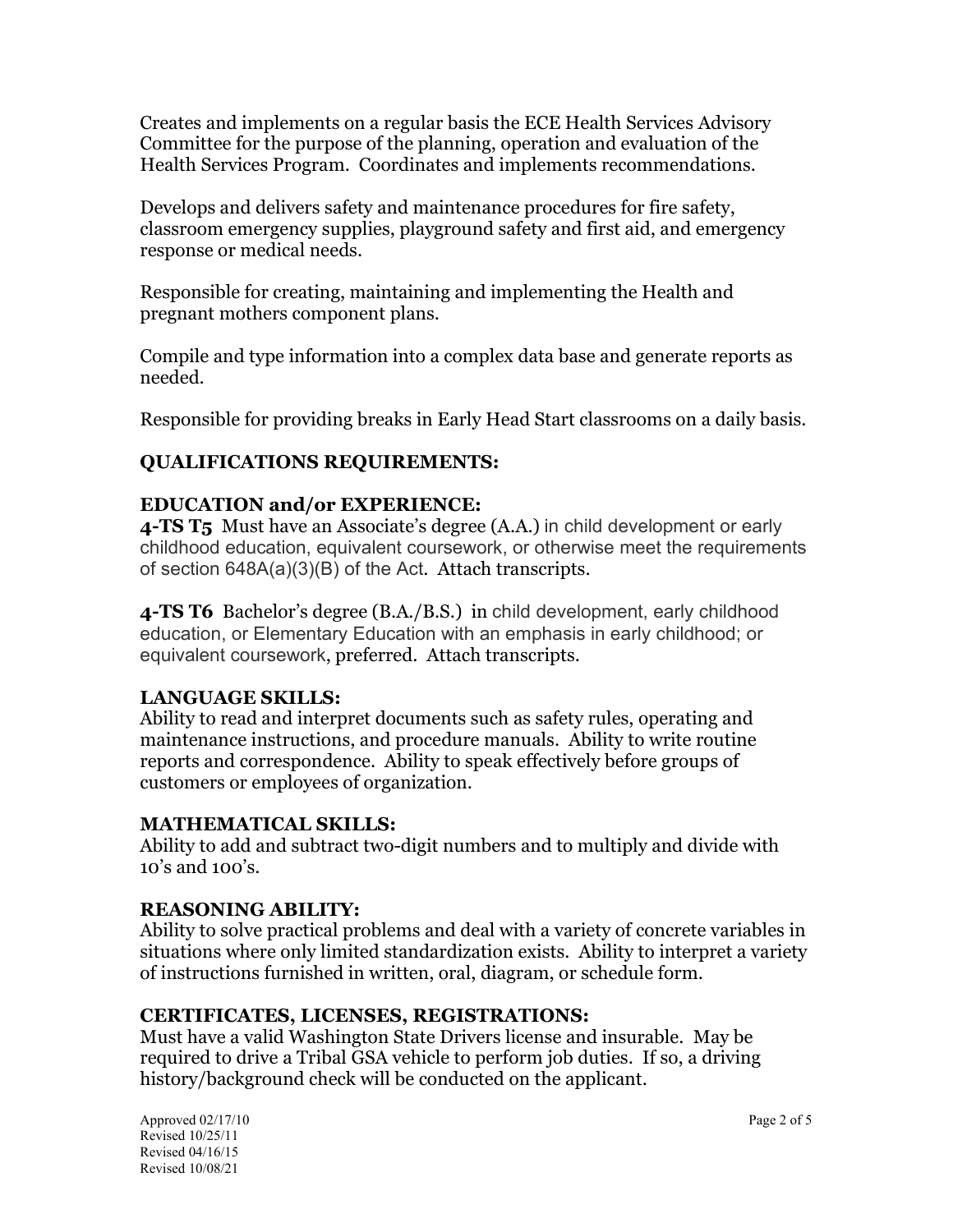Creates and implements on a regular basis the ECE Health Services Advisory Committee for the purpose of the planning, operation and evaluation of the Health Services Program. Coordinates and implements recommendations.

Develops and delivers safety and maintenance procedures for fire safety, classroom emergency supplies, playground safety and first aid, and emergency response or medical needs.

Responsible for creating, maintaining and implementing the Health and pregnant mothers component plans.

Compile and type information into a complex data base and generate reports as needed.

Responsible for providing breaks in Early Head Start classrooms on a daily basis.

## QUALIFICATIONS REQUIREMENTS:

### EDUCATION and/or EXPERIENCE:

**4-TS T5** Must have an Associate's degree (A.A.) in child development or early childhood education, equivalent coursework, or otherwise meet the requirements of section 648A(a)(3)(B) of the Act. Attach transcripts.

**4-TS T6** Bachelor's degree (B.A./B.S.) in child development, early childhood education, or Elementary Education with an emphasis in early childhood; or equivalent coursework, preferred. Attach transcripts.

### LANGUAGE SKILLS:

Ability to read and interpret documents such as safety rules, operating and maintenance instructions, and procedure manuals. Ability to write routine reports and correspondence. Ability to speak effectively before groups of customers or employees of organization.

### MATHEMATICAL SKILLS:

Ability to add and subtract two-digit numbers and to multiply and divide with 10's and 100's.

### REASONING ABILITY:

Ability to solve practical problems and deal with a variety of concrete variables in situations where only limited standardization exists. Ability to interpret a variety of instructions furnished in written, oral, diagram, or schedule form.

### CERTIFICATES, LICENSES, REGISTRATIONS:

Must have a valid Washington State Drivers license and insurable. May be required to drive a Tribal GSA vehicle to perform job duties. If so, a driving history/background check will be conducted on the applicant.

Approved 02/17/10
Revised 10/25/11
Revised 04/16/15
Revised 10/08/21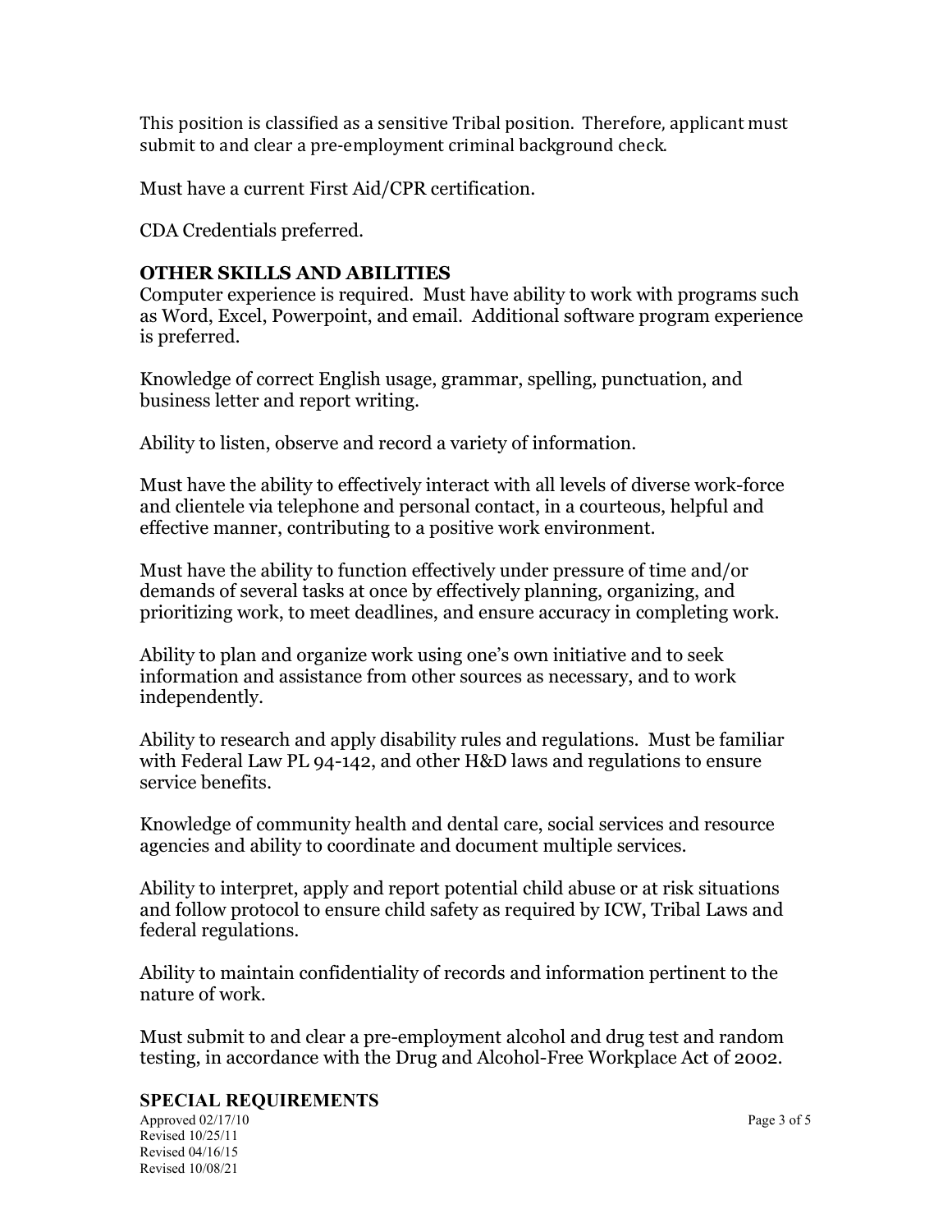This position is classified as a sensitive Tribal position. Therefore, applicant must submit to and clear a pre-employment criminal background check.

Must have a current First Aid/CPR certification.

CDA Credentials preferred.

## OTHER SKILLS AND ABILITIES

Computer experience is required. Must have ability to work with programs such as Word, Excel, Powerpoint, and email. Additional software program experience is preferred.

Knowledge of correct English usage, grammar, spelling, punctuation, and business letter and report writing.

Ability to listen, observe and record a variety of information.

Must have the ability to effectively interact with all levels of diverse work-force and clientele via telephone and personal contact, in a courteous, helpful and effective manner, contributing to a positive work environment.

Must have the ability to function effectively under pressure of time and/or demands of several tasks at once by effectively planning, organizing, and prioritizing work, to meet deadlines, and ensure accuracy in completing work.

Ability to plan and organize work using one's own initiative and to seek information and assistance from other sources as necessary, and to work independently.

Ability to research and apply disability rules and regulations. Must be familiar with Federal Law PL 94-142, and other H&D laws and regulations to ensure service benefits.

Knowledge of community health and dental care, social services and resource agencies and ability to coordinate and document multiple services.

Ability to interpret, apply and report potential child abuse or at risk situations and follow protocol to ensure child safety as required by ICW, Tribal Laws and federal regulations.

Ability to maintain confidentiality of records and information pertinent to the nature of work.

Must submit to and clear a pre-employment alcohol and drug test and random testing, in accordance with the Drug and Alcohol-Free Workplace Act of 2002.

## SPECIAL REQUIREMENTS

Approved 02/17/10
Revised 10/25/11
Revised 04/16/15
Revised 10/08/21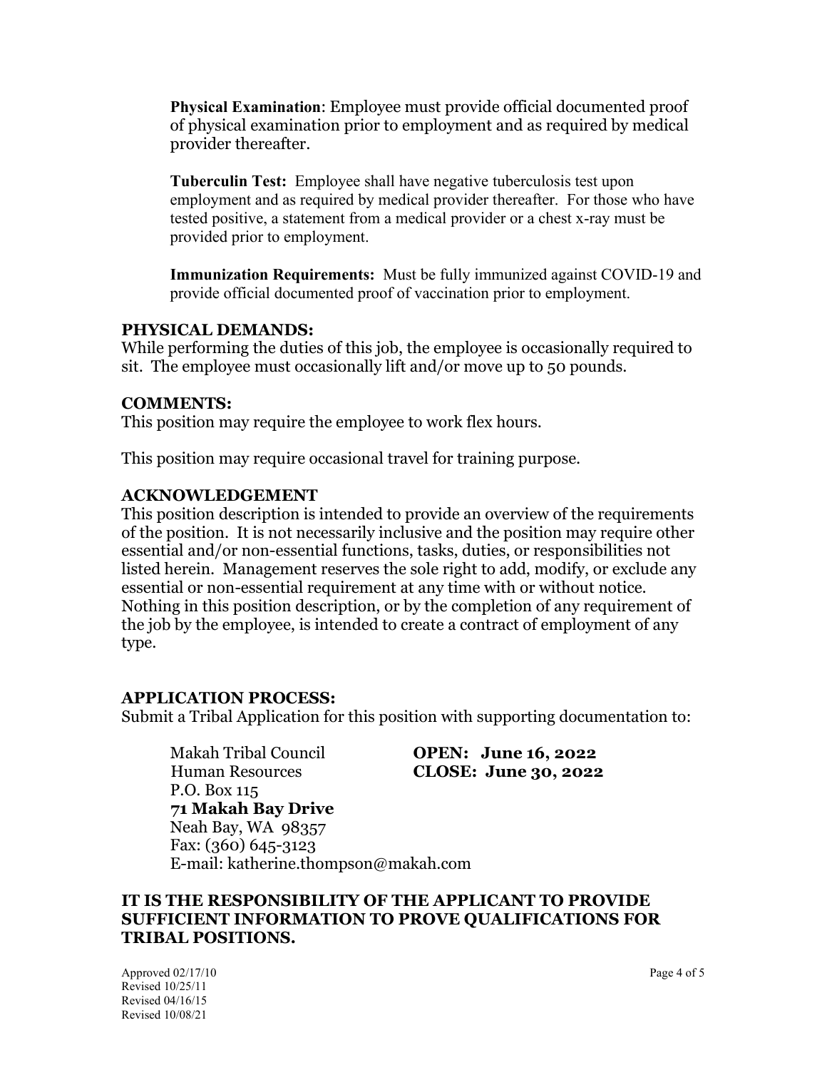**Physical Examination**: Employee must provide official documented proof of physical examination prior to employment and as required by medical provider thereafter.

**Tuberculin Test:** Employee shall have negative tuberculosis test upon employment and as required by medical provider thereafter. For those who have tested positive, a statement from a medical provider or a chest x-ray must be provided prior to employment.

**Immunization Requirements:** Must be fully immunized against COVID-19 and provide official documented proof of vaccination prior to employment.

## PHYSICAL DEMANDS:

While performing the duties of this job, the employee is occasionally required to sit. The employee must occasionally lift and/or move up to 50 pounds.

## COMMENTS:

This position may require the employee to work flex hours.

This position may require occasional travel for training purpose.

## ACKNOWLEDGEMENT

This position description is intended to provide an overview of the requirements of the position. It is not necessarily inclusive and the position may require other essential and/or non-essential functions, tasks, duties, or responsibilities not listed herein. Management reserves the sole right to add, modify, or exclude any essential or non-essential requirement at any time with or without notice. Nothing in this position description, or by the completion of any requirement of the job by the employee, is intended to create a contract of employment of any type.

## APPLICATION PROCESS:

Submit a Tribal Application for this position with supporting documentation to:

Makah Tribal Council
Human Resources
P.O. Box 115
**71 Makah Bay Drive**
Neah Bay, WA 98357
Fax: (360) 645-3123
E-mail: katherine.thompson@makah.com

**OPEN: June 16, 2022**
**CLOSE: June 30, 2022**

**IT IS THE RESPONSIBILITY OF THE APPLICANT TO PROVIDE SUFFICIENT INFORMATION TO PROVE QUALIFICATIONS FOR TRIBAL POSITIONS.**

Approved 02/17/10
Revised 10/25/11
Revised 04/16/15
Revised 10/08/21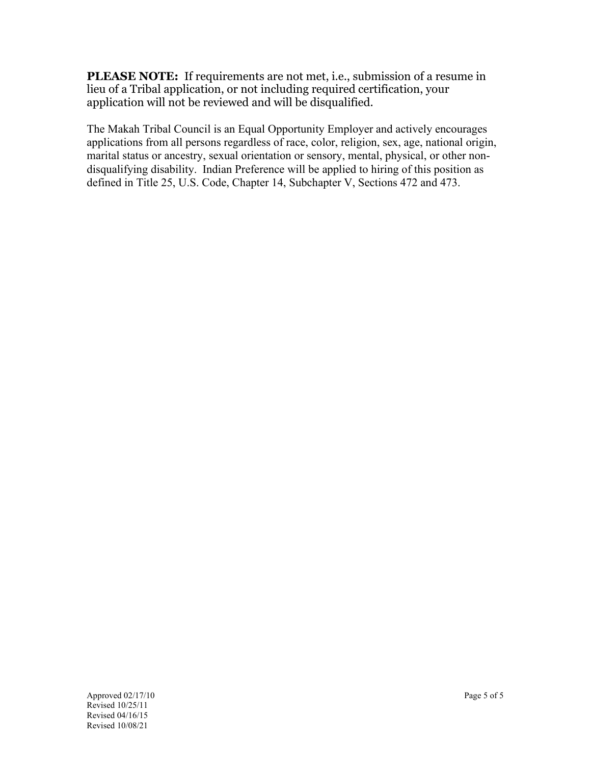**PLEASE NOTE:** If requirements are not met, i.e., submission of a resume in lieu of a Tribal application, or not including required certification, your application will not be reviewed and will be disqualified.

The Makah Tribal Council is an Equal Opportunity Employer and actively encourages applications from all persons regardless of race, color, religion, sex, age, national origin, marital status or ancestry, sexual orientation or sensory, mental, physical, or other non-disqualifying disability. Indian Preference will be applied to hiring of this position as defined in Title 25, U.S. Code, Chapter 14, Subchapter V, Sections 472 and 473.